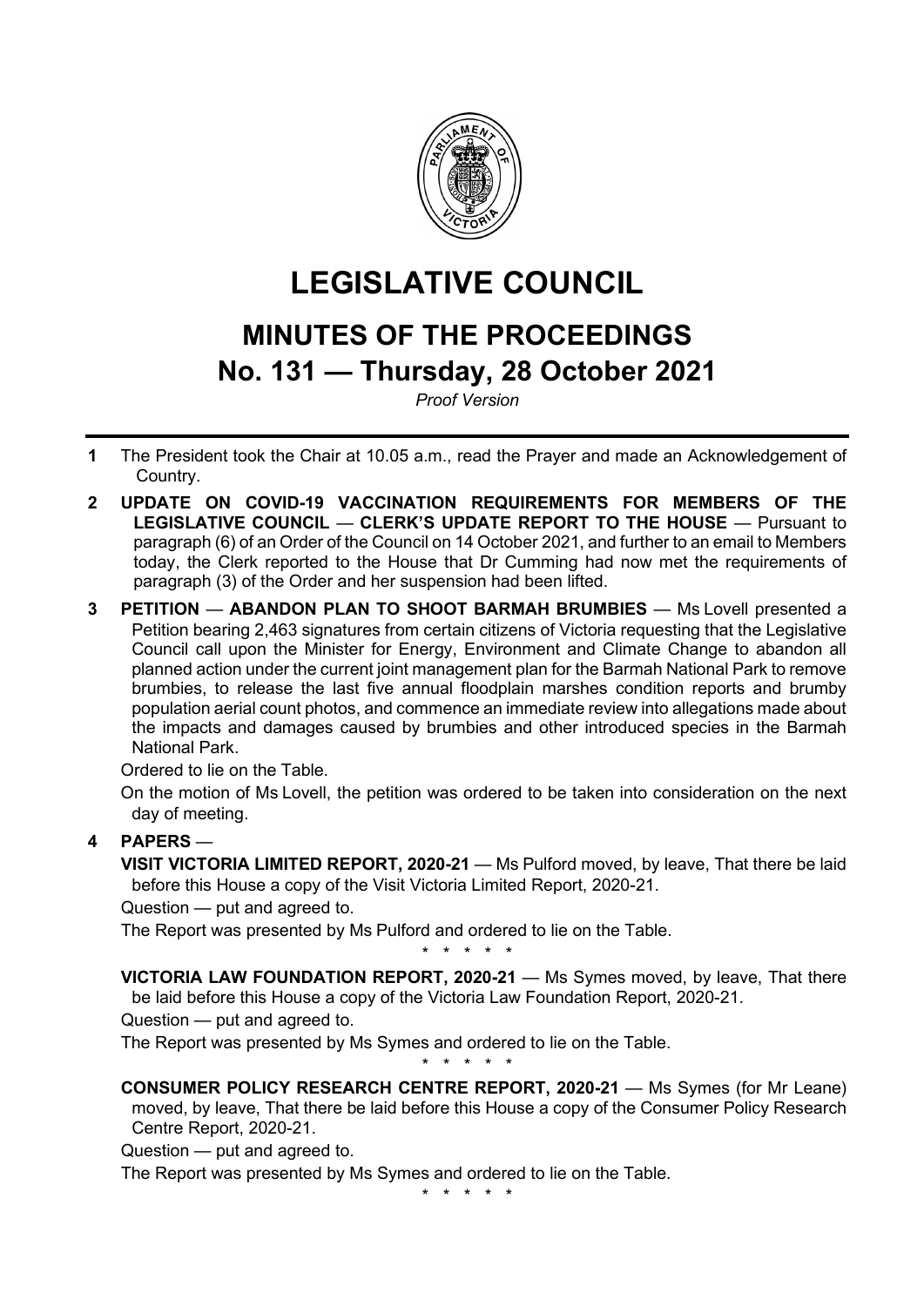# LEGISLATIVE COUNCIL

## MINUTES OF THE PROCEEDINGS

## No. 131 — Thursday, 28 October 2021

*Proof Version*

---

**1** The President took the Chair at 10.05 a.m., read the Prayer and made an Acknowledgement of Country.

**2** **UPDATE ON COVID-19 VACCINATION REQUIREMENTS FOR MEMBERS OF THE LEGISLATIVE COUNCIL** — **CLERK'S UPDATE REPORT TO THE HOUSE** — Pursuant to paragraph (6) of an Order of the Council on 14 October 2021, and further to an email to Members today, the Clerk reported to the House that Dr Cumming had now met the requirements of paragraph (3) of the Order and her suspension had been lifted.

**3** **PETITION** — **ABANDON PLAN TO SHOOT BARMAH BRUMBIES** — Ms Lovell presented a Petition bearing 2,463 signatures from certain citizens of Victoria requesting that the Legislative Council call upon the Minister for Energy, Environment and Climate Change to abandon all planned action under the current joint management plan for the Barmah National Park to remove brumbies, to release the last five annual floodplain marshes condition reports and brumby population aerial count photos, and commence an immediate review into allegations made about the impacts and damages caused by brumbies and other introduced species in the Barmah National Park.

Ordered to lie on the Table.

On the motion of Ms Lovell, the petition was ordered to be taken into consideration on the next day of meeting.

**4** **PAPERS** —

**VISIT VICTORIA LIMITED REPORT, 2020-21** — Ms Pulford moved, by leave, That there be laid before this House a copy of the Visit Victoria Limited Report, 2020-21.

Question — put and agreed to.

The Report was presented by Ms Pulford and ordered to lie on the Table.

\* \* \* \* \*

**VICTORIA LAW FOUNDATION REPORT, 2020-21** — Ms Symes moved, by leave, That there be laid before this House a copy of the Victoria Law Foundation Report, 2020-21.

Question — put and agreed to.

The Report was presented by Ms Symes and ordered to lie on the Table.

\* \* \* \* \*

**CONSUMER POLICY RESEARCH CENTRE REPORT, 2020-21** — Ms Symes (for Mr Leane) moved, by leave, That there be laid before this House a copy of the Consumer Policy Research Centre Report, 2020-21.

Question — put and agreed to.

The Report was presented by Ms Symes and ordered to lie on the Table.

\* \* \* \* \*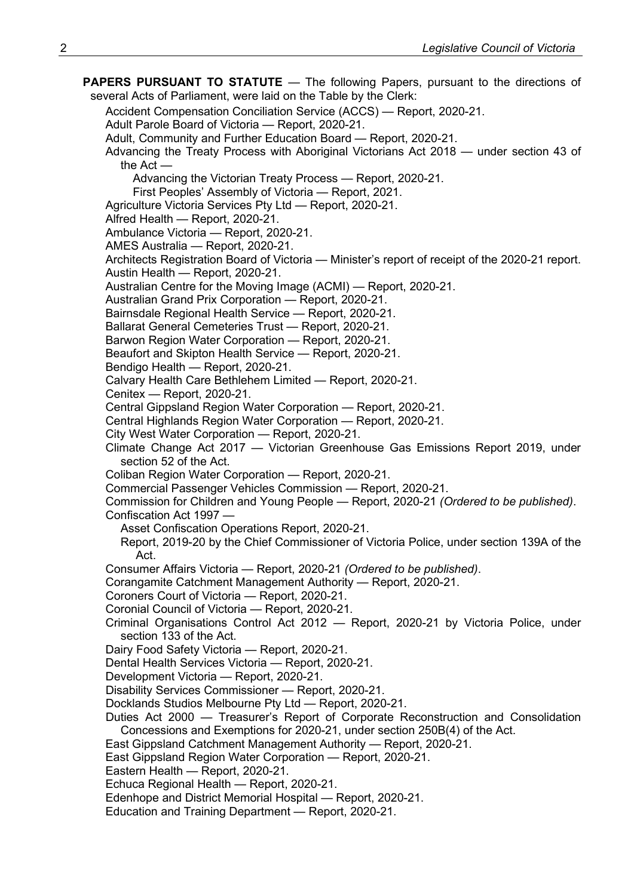**PAPERS PURSUANT TO STATUTE** — The following Papers, pursuant to the directions of several Acts of Parliament, were laid on the Table by the Clerk:

Accident Compensation Conciliation Service (ACCS) — Report, 2020-21.

Adult Parole Board of Victoria — Report, 2020-21.

Adult, Community and Further Education Board — Report, 2020-21.

Advancing the Treaty Process with Aboriginal Victorians Act 2018 — under section 43 of the Act —

- Advancing the Victorian Treaty Process — Report, 2020-21.
- First Peoples' Assembly of Victoria — Report, 2021.

Agriculture Victoria Services Pty Ltd — Report, 2020-21.

Alfred Health — Report, 2020-21.

Ambulance Victoria — Report, 2020-21.

AMES Australia — Report, 2020-21.

Architects Registration Board of Victoria — Minister's report of receipt of the 2020-21 report.

Austin Health — Report, 2020-21.

Australian Centre for the Moving Image (ACMI) — Report, 2020-21.

Australian Grand Prix Corporation — Report, 2020-21.

Bairnsdale Regional Health Service — Report, 2020-21.

Ballarat General Cemeteries Trust — Report, 2020-21.

Barwon Region Water Corporation — Report, 2020-21.

Beaufort and Skipton Health Service — Report, 2020-21.

Bendigo Health — Report, 2020-21.

Calvary Health Care Bethlehem Limited — Report, 2020-21.

Cenitex — Report, 2020-21.

Central Gippsland Region Water Corporation — Report, 2020-21.

Central Highlands Region Water Corporation — Report, 2020-21.

City West Water Corporation — Report, 2020-21.

Climate Change Act 2017 — Victorian Greenhouse Gas Emissions Report 2019, under section 52 of the Act.

Coliban Region Water Corporation — Report, 2020-21.

Commercial Passenger Vehicles Commission — Report, 2020-21.

Commission for Children and Young People — Report, 2020-21 *(Ordered to be published)*.

Confiscation Act 1997 —

- Asset Confiscation Operations Report, 2020-21.
- Report, 2019-20 by the Chief Commissioner of Victoria Police, under section 139A of the Act.

Consumer Affairs Victoria — Report, 2020-21 *(Ordered to be published)*.

Corangamite Catchment Management Authority — Report, 2020-21.

Coroners Court of Victoria — Report, 2020-21.

Coronial Council of Victoria — Report, 2020-21.

Criminal Organisations Control Act 2012 — Report, 2020-21 by Victoria Police, under section 133 of the Act.

Dairy Food Safety Victoria — Report, 2020-21.

Dental Health Services Victoria — Report, 2020-21.

Development Victoria — Report, 2020-21.

Disability Services Commissioner — Report, 2020-21.

Docklands Studios Melbourne Pty Ltd — Report, 2020-21.

Duties Act 2000 — Treasurer's Report of Corporate Reconstruction and Consolidation Concessions and Exemptions for 2020-21, under section 250B(4) of the Act.

East Gippsland Catchment Management Authority — Report, 2020-21.

East Gippsland Region Water Corporation — Report, 2020-21.

Eastern Health — Report, 2020-21.

Echuca Regional Health — Report, 2020-21.

Edenhope and District Memorial Hospital — Report, 2020-21.

Education and Training Department — Report, 2020-21.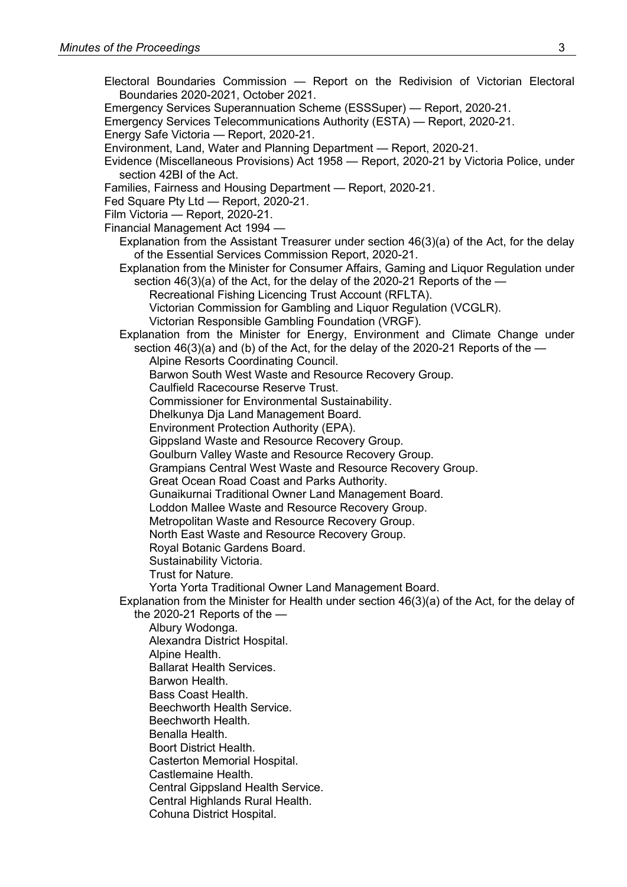Electoral Boundaries Commission — Report on the Redivision of Victorian Electoral Boundaries 2020-2021, October 2021.

Emergency Services Superannuation Scheme (ESSSuper) — Report, 2020-21.

Emergency Services Telecommunications Authority (ESTA) — Report, 2020-21.

Energy Safe Victoria — Report, 2020-21.

Environment, Land, Water and Planning Department — Report, 2020-21.

Evidence (Miscellaneous Provisions) Act 1958 — Report, 2020-21 by Victoria Police, under section 42BI of the Act.

Families, Fairness and Housing Department — Report, 2020-21.

Fed Square Pty Ltd — Report, 2020-21.

Film Victoria — Report, 2020-21.

Financial Management Act 1994 —

- Explanation from the Assistant Treasurer under section 46(3)(a) of the Act, for the delay of the Essential Services Commission Report, 2020-21.
- Explanation from the Minister for Consumer Affairs, Gaming and Liquor Regulation under section 46(3)(a) of the Act, for the delay of the 2020-21 Reports of the —
  - Recreational Fishing Licencing Trust Account (RFLTA).
  - Victorian Commission for Gambling and Liquor Regulation (VCGLR).
  - Victorian Responsible Gambling Foundation (VRGF).
- Explanation from the Minister for Energy, Environment and Climate Change under section 46(3)(a) and (b) of the Act, for the delay of the 2020-21 Reports of the —
  - Alpine Resorts Coordinating Council.
  - Barwon South West Waste and Resource Recovery Group.
  - Caulfield Racecourse Reserve Trust.
  - Commissioner for Environmental Sustainability.
  - Dhelkunya Dja Land Management Board.
  - Environment Protection Authority (EPA).
  - Gippsland Waste and Resource Recovery Group.
  - Goulburn Valley Waste and Resource Recovery Group.
  - Grampians Central West Waste and Resource Recovery Group.
  - Great Ocean Road Coast and Parks Authority.
  - Gunaikurnai Traditional Owner Land Management Board.
  - Loddon Mallee Waste and Resource Recovery Group.
  - Metropolitan Waste and Resource Recovery Group.
  - North East Waste and Resource Recovery Group.
  - Royal Botanic Gardens Board.
  - Sustainability Victoria.
  - Trust for Nature.
  - Yorta Yorta Traditional Owner Land Management Board.
- Explanation from the Minister for Health under section 46(3)(a) of the Act, for the delay of the 2020-21 Reports of the —
  - Albury Wodonga.
  - Alexandra District Hospital.
  - Alpine Health.
  - Ballarat Health Services.
  - Barwon Health.
  - Bass Coast Health.
  - Beechworth Health Service.
  - Beechworth Health.
  - Benalla Health.
  - Boort District Health.
  - Casterton Memorial Hospital.
  - Castlemaine Health.
  - Central Gippsland Health Service.
  - Central Highlands Rural Health.
  - Cohuna District Hospital.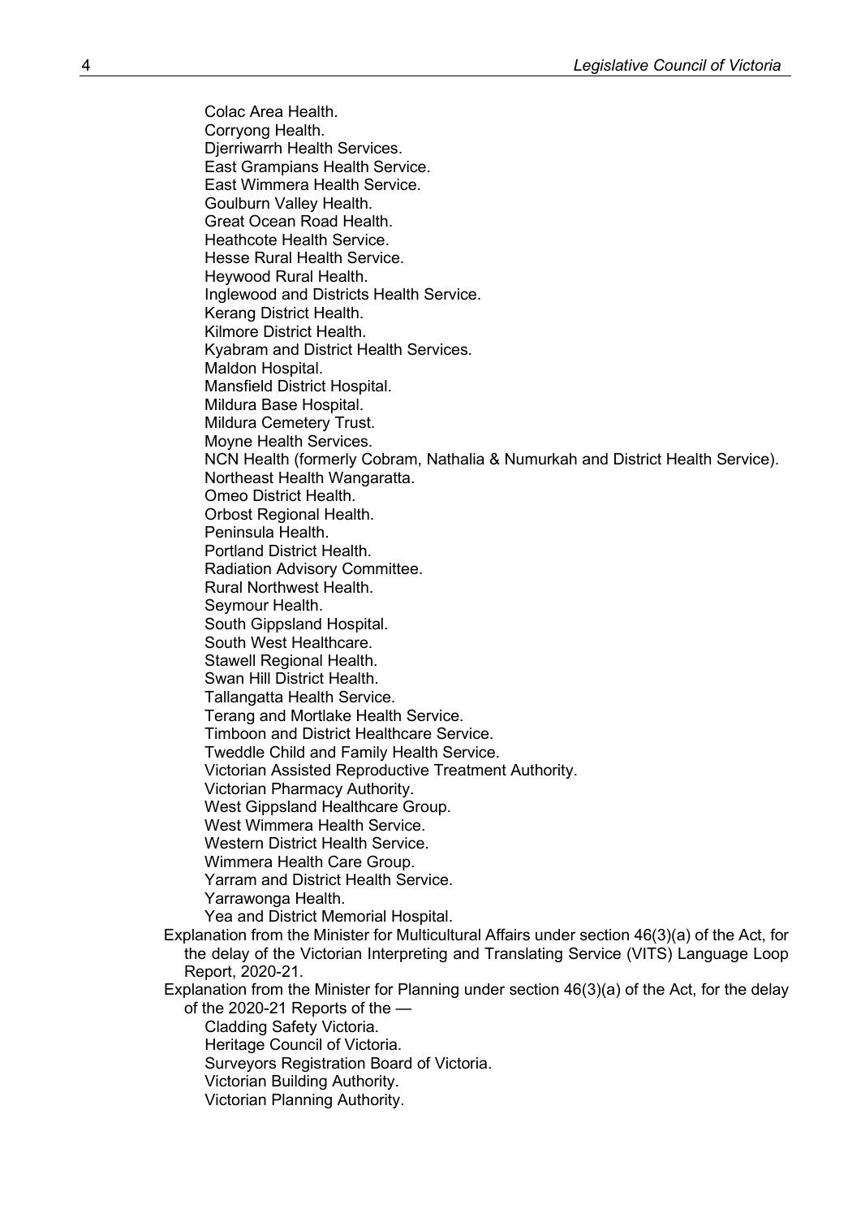Colac Area Health.
Corryong Health.
Djerriwarrh Health Services.
East Grampians Health Service.
East Wimmera Health Service.
Goulburn Valley Health.
Great Ocean Road Health.
Heathcote Health Service.
Hesse Rural Health Service.
Heywood Rural Health.
Inglewood and Districts Health Service.
Kerang District Health.
Kilmore District Health.
Kyabram and District Health Services.
Maldon Hospital.
Mansfield District Hospital.
Mildura Base Hospital.
Mildura Cemetery Trust.
Moyne Health Services.
NCN Health (formerly Cobram, Nathalia & Numurkah and District Health Service).
Northeast Health Wangaratta.
Omeo District Health.
Orbost Regional Health.
Peninsula Health.
Portland District Health.
Radiation Advisory Committee.
Rural Northwest Health.
Seymour Health.
South Gippsland Hospital.
South West Healthcare.
Stawell Regional Health.
Swan Hill District Health.
Tallangatta Health Service.
Terang and Mortlake Health Service.
Timboon and District Healthcare Service.
Tweddle Child and Family Health Service.
Victorian Assisted Reproductive Treatment Authority.
Victorian Pharmacy Authority.
West Gippsland Healthcare Group.
West Wimmera Health Service.
Western District Health Service.
Wimmera Health Care Group.
Yarram and District Health Service.
Yarrawonga Health.
Yea and District Memorial Hospital.

Explanation from the Minister for Multicultural Affairs under section 46(3)(a) of the Act, for the delay of the Victorian Interpreting and Translating Service (VITS) Language Loop Report, 2020-21.

Explanation from the Minister for Planning under section 46(3)(a) of the Act, for the delay of the 2020-21 Reports of the —

Cladding Safety Victoria.
Heritage Council of Victoria.
Surveyors Registration Board of Victoria.
Victorian Building Authority.
Victorian Planning Authority.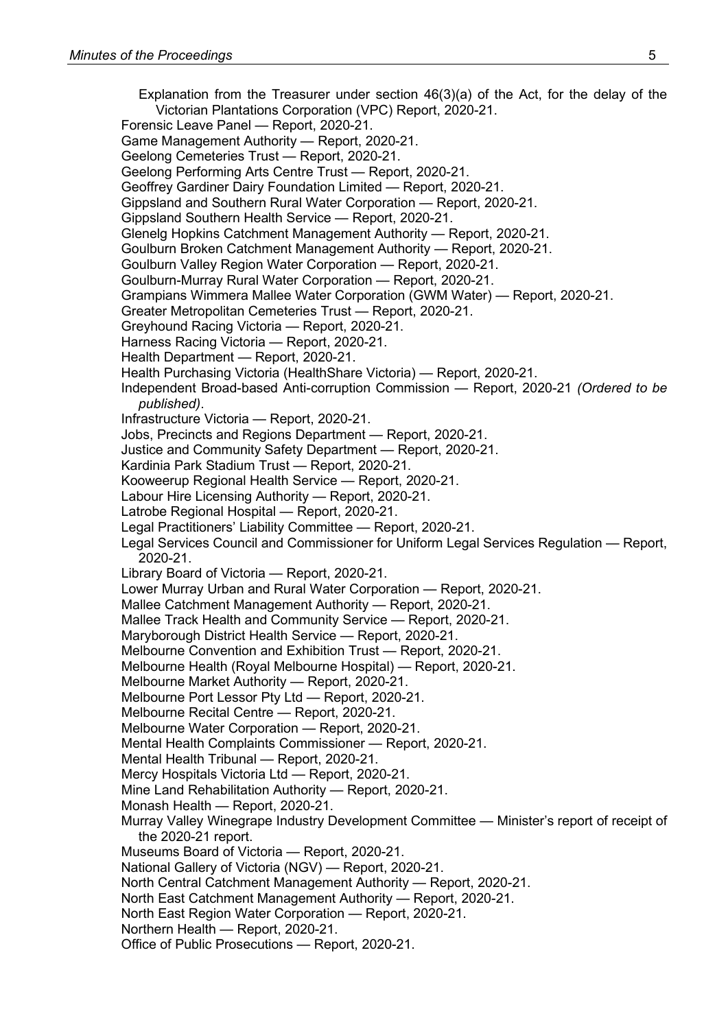Explanation from the Treasurer under section 46(3)(a) of the Act, for the delay of the Victorian Plantations Corporation (VPC) Report, 2020-21.

Forensic Leave Panel — Report, 2020-21.

Game Management Authority — Report, 2020-21.

Geelong Cemeteries Trust — Report, 2020-21.

Geelong Performing Arts Centre Trust — Report, 2020-21.

Geoffrey Gardiner Dairy Foundation Limited — Report, 2020-21.

Gippsland and Southern Rural Water Corporation — Report, 2020-21.

Gippsland Southern Health Service — Report, 2020-21.

Glenelg Hopkins Catchment Management Authority — Report, 2020-21.

Goulburn Broken Catchment Management Authority — Report, 2020-21.

Goulburn Valley Region Water Corporation — Report, 2020-21.

Goulburn-Murray Rural Water Corporation — Report, 2020-21.

Grampians Wimmera Mallee Water Corporation (GWM Water) — Report, 2020-21.

Greater Metropolitan Cemeteries Trust — Report, 2020-21.

Greyhound Racing Victoria — Report, 2020-21.

Harness Racing Victoria — Report, 2020-21.

Health Department — Report, 2020-21.

Health Purchasing Victoria (HealthShare Victoria) — Report, 2020-21.

Independent Broad-based Anti-corruption Commission — Report, 2020-21 *(Ordered to be published)*.

Infrastructure Victoria — Report, 2020-21.

Jobs, Precincts and Regions Department — Report, 2020-21.

Justice and Community Safety Department — Report, 2020-21.

Kardinia Park Stadium Trust — Report, 2020-21.

Kooweerup Regional Health Service — Report, 2020-21.

Labour Hire Licensing Authority — Report, 2020-21.

Latrobe Regional Hospital — Report, 2020-21.

Legal Practitioners' Liability Committee — Report, 2020-21.

Legal Services Council and Commissioner for Uniform Legal Services Regulation — Report, 2020-21.

Library Board of Victoria — Report, 2020-21.

Lower Murray Urban and Rural Water Corporation — Report, 2020-21.

Mallee Catchment Management Authority — Report, 2020-21.

Mallee Track Health and Community Service — Report, 2020-21.

Maryborough District Health Service — Report, 2020-21.

Melbourne Convention and Exhibition Trust — Report, 2020-21.

Melbourne Health (Royal Melbourne Hospital) — Report, 2020-21.

Melbourne Market Authority — Report, 2020-21.

Melbourne Port Lessor Pty Ltd — Report, 2020-21.

Melbourne Recital Centre — Report, 2020-21.

Melbourne Water Corporation — Report, 2020-21.

Mental Health Complaints Commissioner — Report, 2020-21.

Mental Health Tribunal — Report, 2020-21.

Mercy Hospitals Victoria Ltd — Report, 2020-21.

Mine Land Rehabilitation Authority — Report, 2020-21.

Monash Health — Report, 2020-21.

Murray Valley Winegrape Industry Development Committee — Minister's report of receipt of the 2020-21 report.

Museums Board of Victoria — Report, 2020-21.

National Gallery of Victoria (NGV) — Report, 2020-21.

North Central Catchment Management Authority — Report, 2020-21.

North East Catchment Management Authority — Report, 2020-21.

North East Region Water Corporation — Report, 2020-21.

Northern Health — Report, 2020-21.

Office of Public Prosecutions — Report, 2020-21.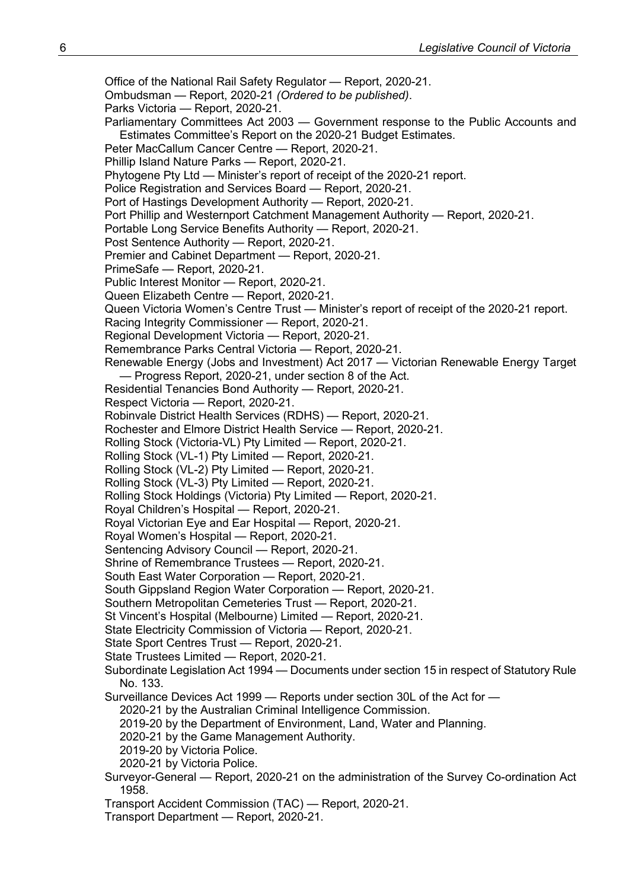Office of the National Rail Safety Regulator — Report, 2020-21.

Ombudsman — Report, 2020-21 *(Ordered to be published)*.

Parks Victoria — Report, 2020-21.

Parliamentary Committees Act 2003 — Government response to the Public Accounts and Estimates Committee's Report on the 2020-21 Budget Estimates.

Peter MacCallum Cancer Centre — Report, 2020-21.

Phillip Island Nature Parks — Report, 2020-21.

Phytogene Pty Ltd — Minister's report of receipt of the 2020-21 report.

Police Registration and Services Board — Report, 2020-21.

Port of Hastings Development Authority — Report, 2020-21.

Port Phillip and Westernport Catchment Management Authority — Report, 2020-21.

Portable Long Service Benefits Authority — Report, 2020-21.

Post Sentence Authority — Report, 2020-21.

Premier and Cabinet Department — Report, 2020-21.

PrimeSafe — Report, 2020-21.

Public Interest Monitor — Report, 2020-21.

Queen Elizabeth Centre — Report, 2020-21.

Queen Victoria Women's Centre Trust — Minister's report of receipt of the 2020-21 report.

Racing Integrity Commissioner — Report, 2020-21.

Regional Development Victoria — Report, 2020-21.

Remembrance Parks Central Victoria — Report, 2020-21.

Renewable Energy (Jobs and Investment) Act 2017 — Victorian Renewable Energy Target — Progress Report, 2020-21, under section 8 of the Act.

Residential Tenancies Bond Authority — Report, 2020-21.

Respect Victoria — Report, 2020-21.

Robinvale District Health Services (RDHS) — Report, 2020-21.

Rochester and Elmore District Health Service — Report, 2020-21.

Rolling Stock (Victoria-VL) Pty Limited — Report, 2020-21.

Rolling Stock (VL-1) Pty Limited — Report, 2020-21.

Rolling Stock (VL-2) Pty Limited — Report, 2020-21.

Rolling Stock (VL-3) Pty Limited — Report, 2020-21.

Rolling Stock Holdings (Victoria) Pty Limited — Report, 2020-21.

Royal Children's Hospital — Report, 2020-21.

Royal Victorian Eye and Ear Hospital — Report, 2020-21.

Royal Women's Hospital — Report, 2020-21.

Sentencing Advisory Council — Report, 2020-21.

Shrine of Remembrance Trustees — Report, 2020-21.

South East Water Corporation — Report, 2020-21.

South Gippsland Region Water Corporation — Report, 2020-21.

Southern Metropolitan Cemeteries Trust — Report, 2020-21.

St Vincent's Hospital (Melbourne) Limited — Report, 2020-21.

State Electricity Commission of Victoria — Report, 2020-21.

State Sport Centres Trust — Report, 2020-21.

State Trustees Limited — Report, 2020-21.

Subordinate Legislation Act 1994 — Documents under section 15 in respect of Statutory Rule No. 133.

Surveillance Devices Act 1999 — Reports under section 30L of the Act for —

- 2020-21 by the Australian Criminal Intelligence Commission.
- 2019-20 by the Department of Environment, Land, Water and Planning.
- 2020-21 by the Game Management Authority.
- 2019-20 by Victoria Police.
- 2020-21 by Victoria Police.

Surveyor-General — Report, 2020-21 on the administration of the Survey Co-ordination Act 1958.

Transport Accident Commission (TAC) — Report, 2020-21.

Transport Department — Report, 2020-21.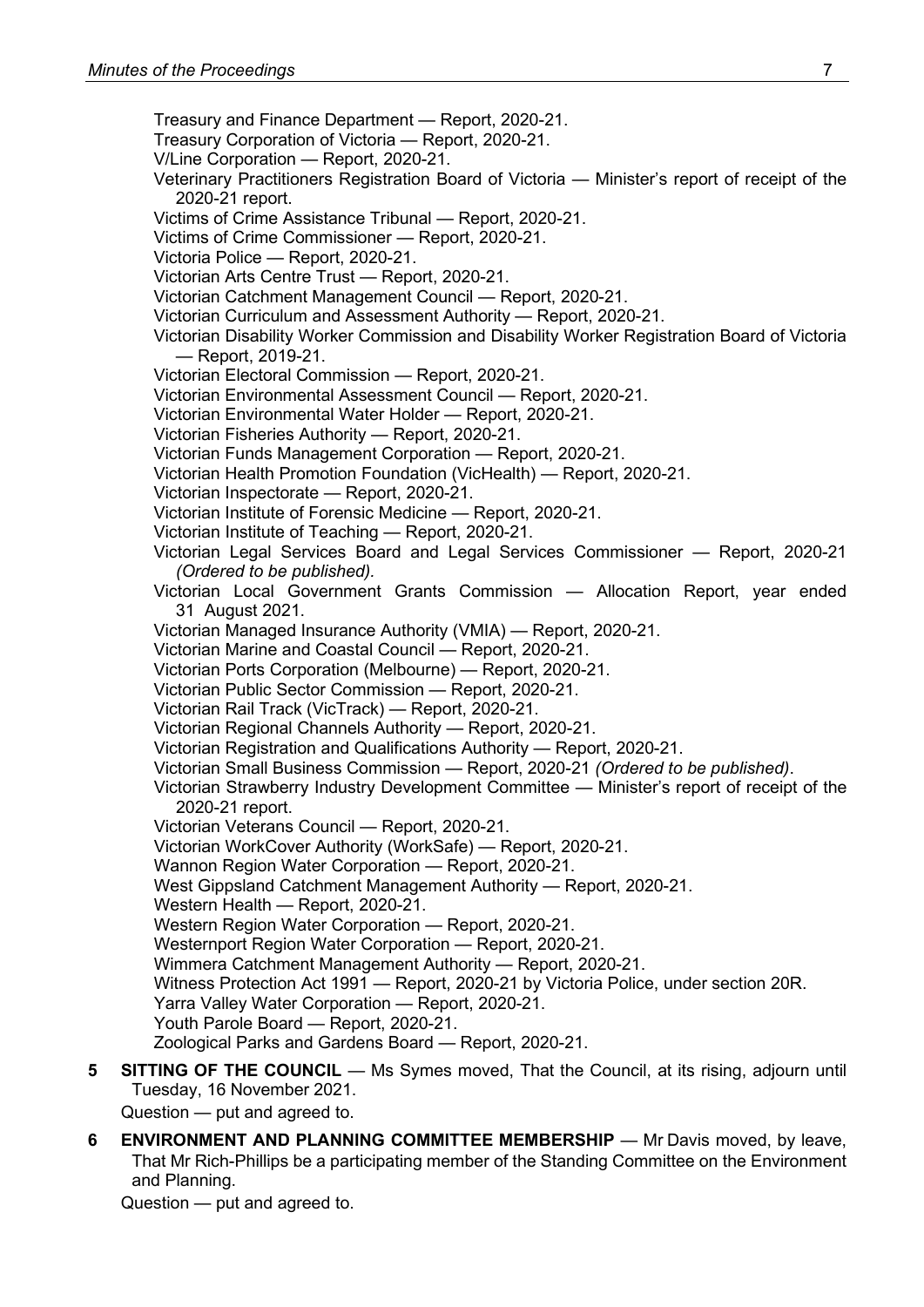Treasury and Finance Department — Report, 2020-21.

Treasury Corporation of Victoria — Report, 2020-21.

V/Line Corporation — Report, 2020-21.

Veterinary Practitioners Registration Board of Victoria — Minister's report of receipt of the 2020-21 report.

Victims of Crime Assistance Tribunal — Report, 2020-21.

Victims of Crime Commissioner — Report, 2020-21.

Victoria Police — Report, 2020-21.

Victorian Arts Centre Trust — Report, 2020-21.

Victorian Catchment Management Council — Report, 2020-21.

Victorian Curriculum and Assessment Authority — Report, 2020-21.

Victorian Disability Worker Commission and Disability Worker Registration Board of Victoria — Report, 2019-21.

Victorian Electoral Commission — Report, 2020-21.

Victorian Environmental Assessment Council — Report, 2020-21.

Victorian Environmental Water Holder — Report, 2020-21.

Victorian Fisheries Authority — Report, 2020-21.

Victorian Funds Management Corporation — Report, 2020-21.

Victorian Health Promotion Foundation (VicHealth) — Report, 2020-21.

Victorian Inspectorate — Report, 2020-21.

Victorian Institute of Forensic Medicine — Report, 2020-21.

Victorian Institute of Teaching — Report, 2020-21.

Victorian Legal Services Board and Legal Services Commissioner — Report, 2020-21 *(Ordered to be published)*.

Victorian Local Government Grants Commission — Allocation Report, year ended 31 August 2021.

Victorian Managed Insurance Authority (VMIA) — Report, 2020-21.

Victorian Marine and Coastal Council — Report, 2020-21.

Victorian Ports Corporation (Melbourne) — Report, 2020-21.

Victorian Public Sector Commission — Report, 2020-21.

Victorian Rail Track (VicTrack) — Report, 2020-21.

Victorian Regional Channels Authority — Report, 2020-21.

Victorian Registration and Qualifications Authority — Report, 2020-21.

Victorian Small Business Commission — Report, 2020-21 *(Ordered to be published)*.

Victorian Strawberry Industry Development Committee — Minister's report of receipt of the 2020-21 report.

Victorian Veterans Council — Report, 2020-21.

Victorian WorkCover Authority (WorkSafe) — Report, 2020-21.

Wannon Region Water Corporation — Report, 2020-21.

West Gippsland Catchment Management Authority — Report, 2020-21.

Western Health — Report, 2020-21.

Western Region Water Corporation — Report, 2020-21.

Westernport Region Water Corporation — Report, 2020-21.

Wimmera Catchment Management Authority — Report, 2020-21.

Witness Protection Act 1991 — Report, 2020-21 by Victoria Police, under section 20R.

Yarra Valley Water Corporation — Report, 2020-21.

Youth Parole Board — Report, 2020-21.

Zoological Parks and Gardens Board — Report, 2020-21.

**5 SITTING OF THE COUNCIL** — Ms Symes moved, That the Council, at its rising, adjourn until Tuesday, 16 November 2021.

Question — put and agreed to.

**6 ENVIRONMENT AND PLANNING COMMITTEE MEMBERSHIP** — Mr Davis moved, by leave, That Mr Rich-Phillips be a participating member of the Standing Committee on the Environment and Planning.

Question — put and agreed to.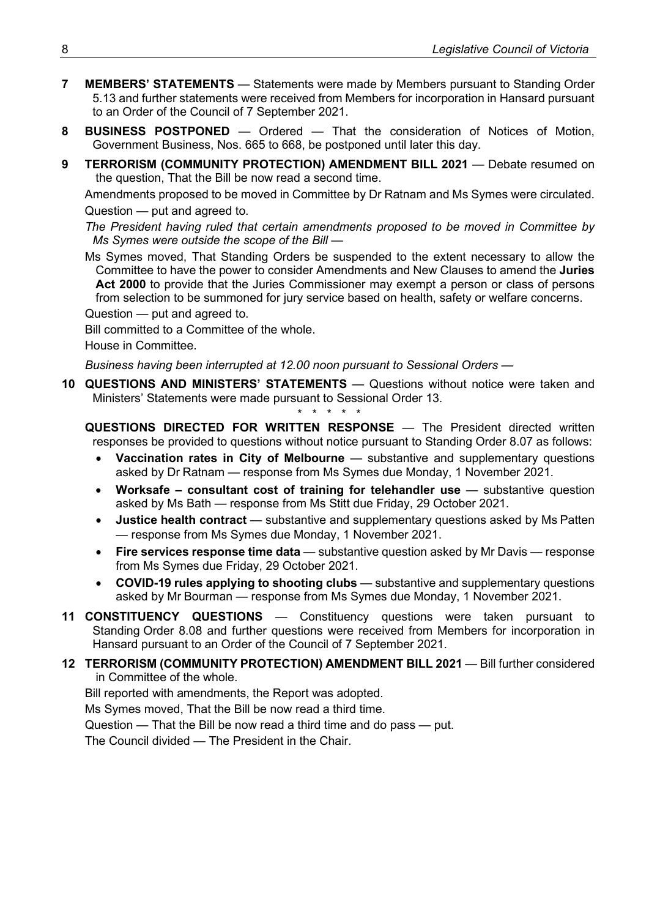**7 MEMBERS' STATEMENTS** — Statements were made by Members pursuant to Standing Order 5.13 and further statements were received from Members for incorporation in Hansard pursuant to an Order of the Council of 7 September 2021.

**8 BUSINESS POSTPONED** — Ordered — That the consideration of Notices of Motion, Government Business, Nos. 665 to 668, be postponed until later this day.

**9 TERRORISM (COMMUNITY PROTECTION) AMENDMENT BILL 2021** — Debate resumed on the question, That the Bill be now read a second time.

Amendments proposed to be moved in Committee by Dr Ratnam and Ms Symes were circulated.

Question — put and agreed to.

*The President having ruled that certain amendments proposed to be moved in Committee by Ms Symes were outside the scope of the Bill —*

Ms Symes moved, That Standing Orders be suspended to the extent necessary to allow the Committee to have the power to consider Amendments and New Clauses to amend the **Juries Act 2000** to provide that the Juries Commissioner may exempt a person or class of persons from selection to be summoned for jury service based on health, safety or welfare concerns.

Question — put and agreed to.

Bill committed to a Committee of the whole.

House in Committee.

*Business having been interrupted at 12.00 noon pursuant to Sessional Orders —*

**10 QUESTIONS AND MINISTERS' STATEMENTS** — Questions without notice were taken and Ministers' Statements were made pursuant to Sessional Order 13.

\* \* \* \* \*

**QUESTIONS DIRECTED FOR WRITTEN RESPONSE** — The President directed written responses be provided to questions without notice pursuant to Standing Order 8.07 as follows:

- **Vaccination rates in City of Melbourne** — substantive and supplementary questions asked by Dr Ratnam — response from Ms Symes due Monday, 1 November 2021.
- **Worksafe – consultant cost of training for telehandler use** — substantive question asked by Ms Bath — response from Ms Stitt due Friday, 29 October 2021.
- **Justice health contract** — substantive and supplementary questions asked by Ms Patten — response from Ms Symes due Monday, 1 November 2021.
- **Fire services response time data** — substantive question asked by Mr Davis — response from Ms Symes due Friday, 29 October 2021.
- **COVID-19 rules applying to shooting clubs** — substantive and supplementary questions asked by Mr Bourman — response from Ms Symes due Monday, 1 November 2021.

**11 CONSTITUENCY QUESTIONS** — Constituency questions were taken pursuant to Standing Order 8.08 and further questions were received from Members for incorporation in Hansard pursuant to an Order of the Council of 7 September 2021.

**12 TERRORISM (COMMUNITY PROTECTION) AMENDMENT BILL 2021** — Bill further considered in Committee of the whole.

Bill reported with amendments, the Report was adopted.

Ms Symes moved, That the Bill be now read a third time.

Question — That the Bill be now read a third time and do pass — put.

The Council divided — The President in the Chair.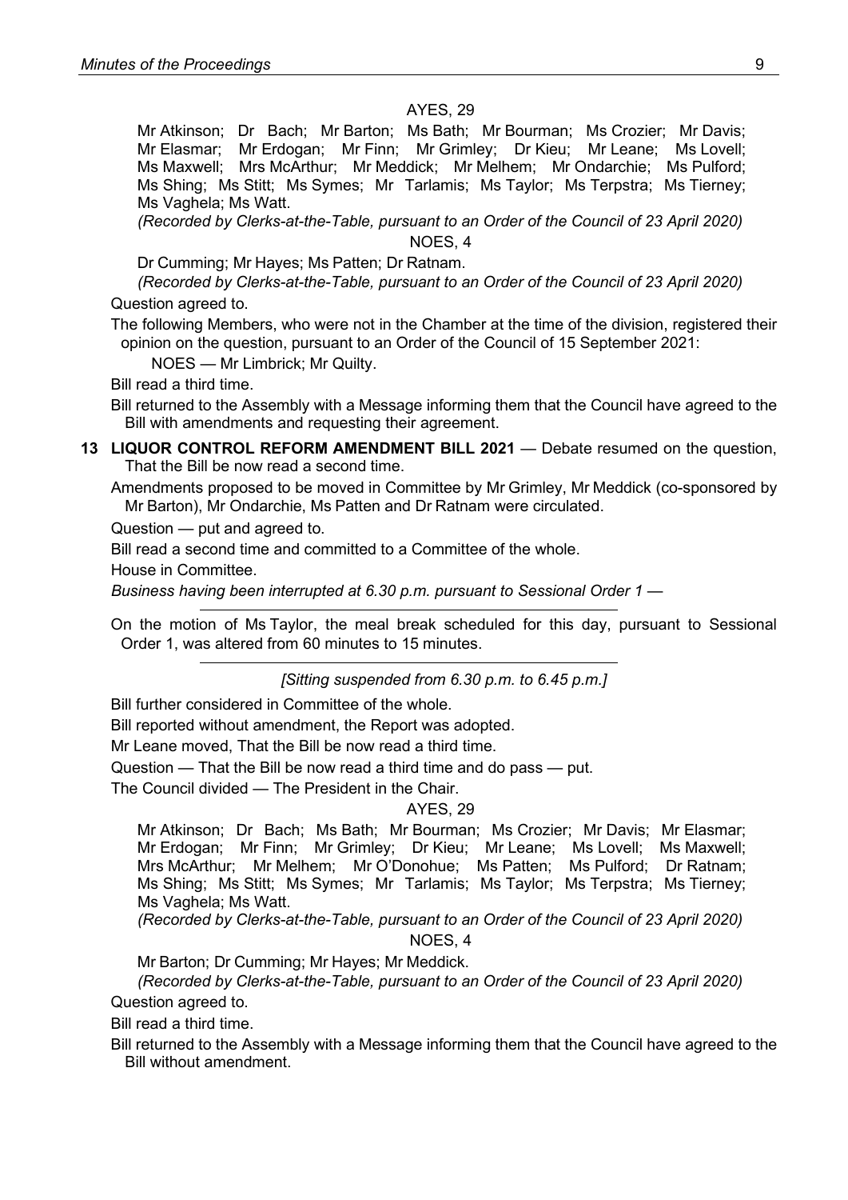AYES, 29

Mr Atkinson; Dr Bach; Mr Barton; Ms Bath; Mr Bourman; Ms Crozier; Mr Davis; Mr Elasmar; Mr Erdogan; Mr Finn; Mr Grimley; Dr Kieu; Mr Leane; Ms Lovell; Ms Maxwell; Mrs McArthur; Mr Meddick; Mr Melhem; Mr Ondarchie; Ms Pulford; Ms Shing; Ms Stitt; Ms Symes; Mr Tarlamis; Ms Taylor; Ms Terpstra; Ms Tierney; Ms Vaghela; Ms Watt.

*(Recorded by Clerks-at-the-Table, pursuant to an Order of the Council of 23 April 2020)*

NOES, 4

Dr Cumming; Mr Hayes; Ms Patten; Dr Ratnam.

*(Recorded by Clerks-at-the-Table, pursuant to an Order of the Council of 23 April 2020)*

Question agreed to.

The following Members, who were not in the Chamber at the time of the division, registered their opinion on the question, pursuant to an Order of the Council of 15 September 2021:

NOES — Mr Limbrick; Mr Quilty.

Bill read a third time.

Bill returned to the Assembly with a Message informing them that the Council have agreed to the Bill with amendments and requesting their agreement.

**13 LIQUOR CONTROL REFORM AMENDMENT BILL 2021** — Debate resumed on the question, That the Bill be now read a second time.

Amendments proposed to be moved in Committee by Mr Grimley, Mr Meddick (co-sponsored by Mr Barton), Mr Ondarchie, Ms Patten and Dr Ratnam were circulated.

Question — put and agreed to.

Bill read a second time and committed to a Committee of the whole.

House in Committee.

*Business having been interrupted at 6.30 p.m. pursuant to Sessional Order 1 —*

---

On the motion of Ms Taylor, the meal break scheduled for this day, pursuant to Sessional Order 1, was altered from 60 minutes to 15 minutes.

---

*[Sitting suspended from 6.30 p.m. to 6.45 p.m.]*

Bill further considered in Committee of the whole.

Bill reported without amendment, the Report was adopted.

Mr Leane moved, That the Bill be now read a third time.

Question — That the Bill be now read a third time and do pass — put.

The Council divided — The President in the Chair.

AYES, 29

Mr Atkinson; Dr Bach; Ms Bath; Mr Bourman; Ms Crozier; Mr Davis; Mr Elasmar; Mr Erdogan; Mr Finn; Mr Grimley; Dr Kieu; Mr Leane; Ms Lovell; Ms Maxwell; Mrs McArthur; Mr Melhem; Mr O'Donohue; Ms Patten; Ms Pulford; Dr Ratnam; Ms Shing; Ms Stitt; Ms Symes; Mr Tarlamis; Ms Taylor; Ms Terpstra; Ms Tierney; Ms Vaghela; Ms Watt.

*(Recorded by Clerks-at-the-Table, pursuant to an Order of the Council of 23 April 2020)*

NOES, 4

Mr Barton; Dr Cumming; Mr Hayes; Mr Meddick.

*(Recorded by Clerks-at-the-Table, pursuant to an Order of the Council of 23 April 2020)*

Question agreed to.

Bill read a third time.

Bill returned to the Assembly with a Message informing them that the Council have agreed to the Bill without amendment.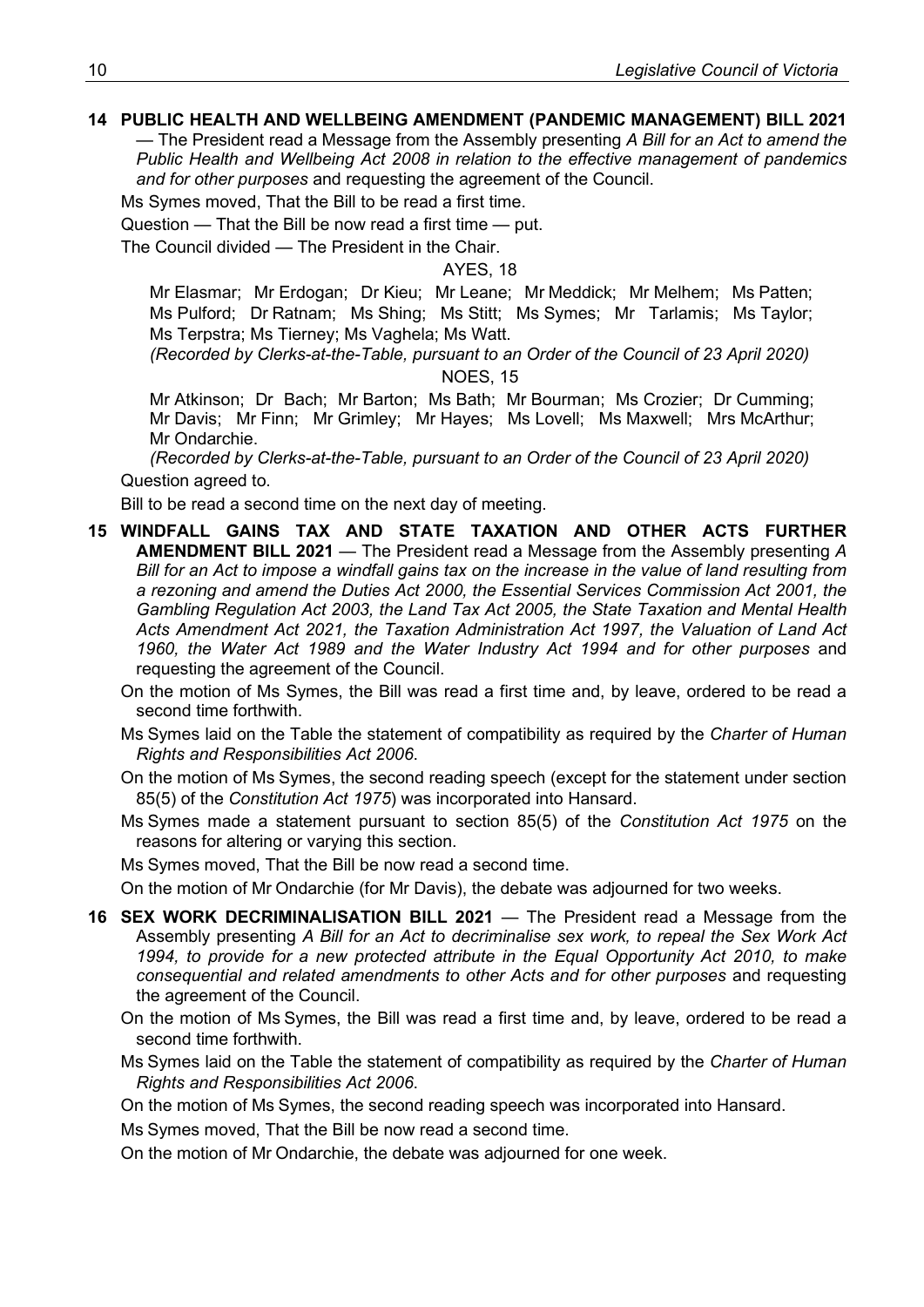**14 PUBLIC HEALTH AND WELLBEING AMENDMENT (PANDEMIC MANAGEMENT) BILL 2021** — The President read a Message from the Assembly presenting *A Bill for an Act to amend the Public Health and Wellbeing Act 2008 in relation to the effective management of pandemics and for other purposes* and requesting the agreement of the Council.

Ms Symes moved, That the Bill to be read a first time.

Question — That the Bill be now read a first time — put.

The Council divided — The President in the Chair.

AYES, 18

Mr Elasmar; Mr Erdogan; Dr Kieu; Mr Leane; Mr Meddick; Mr Melhem; Ms Patten; Ms Pulford; Dr Ratnam; Ms Shing; Ms Stitt; Ms Symes; Mr Tarlamis; Ms Taylor; Ms Terpstra; Ms Tierney; Ms Vaghela; Ms Watt.

*(Recorded by Clerks-at-the-Table, pursuant to an Order of the Council of 23 April 2020)*

NOES, 15

Mr Atkinson; Dr Bach; Mr Barton; Ms Bath; Mr Bourman; Ms Crozier; Dr Cumming; Mr Davis; Mr Finn; Mr Grimley; Mr Hayes; Ms Lovell; Ms Maxwell; Mrs McArthur; Mr Ondarchie.

*(Recorded by Clerks-at-the-Table, pursuant to an Order of the Council of 23 April 2020)*

Question agreed to.

Bill to be read a second time on the next day of meeting.

**15 WINDFALL GAINS TAX AND STATE TAXATION AND OTHER ACTS FURTHER AMENDMENT BILL 2021** — The President read a Message from the Assembly presenting *A Bill for an Act to impose a windfall gains tax on the increase in the value of land resulting from a rezoning and amend the Duties Act 2000, the Essential Services Commission Act 2001, the Gambling Regulation Act 2003, the Land Tax Act 2005, the State Taxation and Mental Health Acts Amendment Act 2021, the Taxation Administration Act 1997, the Valuation of Land Act 1960, the Water Act 1989 and the Water Industry Act 1994 and for other purposes* and requesting the agreement of the Council.

On the motion of Ms Symes, the Bill was read a first time and, by leave, ordered to be read a second time forthwith.

Ms Symes laid on the Table the statement of compatibility as required by the *Charter of Human Rights and Responsibilities Act 2006*.

On the motion of Ms Symes, the second reading speech (except for the statement under section 85(5) of the *Constitution Act 1975*) was incorporated into Hansard.

Ms Symes made a statement pursuant to section 85(5) of the *Constitution Act 1975* on the reasons for altering or varying this section.

Ms Symes moved, That the Bill be now read a second time.

On the motion of Mr Ondarchie (for Mr Davis), the debate was adjourned for two weeks.

**16 SEX WORK DECRIMINALISATION BILL 2021** — The President read a Message from the Assembly presenting *A Bill for an Act to decriminalise sex work, to repeal the Sex Work Act 1994, to provide for a new protected attribute in the Equal Opportunity Act 2010, to make consequential and related amendments to other Acts and for other purposes* and requesting the agreement of the Council.

On the motion of Ms Symes, the Bill was read a first time and, by leave, ordered to be read a second time forthwith.

Ms Symes laid on the Table the statement of compatibility as required by the *Charter of Human Rights and Responsibilities Act 2006*.

On the motion of Ms Symes, the second reading speech was incorporated into Hansard.

Ms Symes moved, That the Bill be now read a second time.

On the motion of Mr Ondarchie, the debate was adjourned for one week.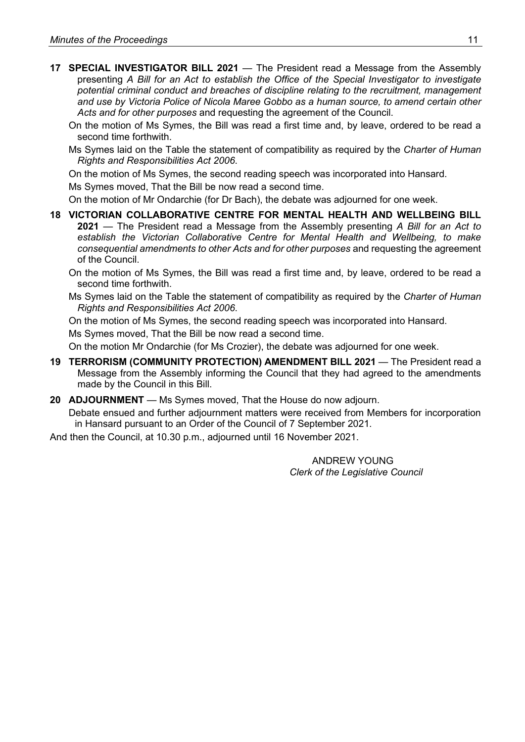**17 SPECIAL INVESTIGATOR BILL 2021** — The President read a Message from the Assembly presenting *A Bill for an Act to establish the Office of the Special Investigator to investigate potential criminal conduct and breaches of discipline relating to the recruitment, management and use by Victoria Police of Nicola Maree Gobbo as a human source, to amend certain other Acts and for other purposes* and requesting the agreement of the Council.

On the motion of Ms Symes, the Bill was read a first time and, by leave, ordered to be read a second time forthwith.

Ms Symes laid on the Table the statement of compatibility as required by the *Charter of Human Rights and Responsibilities Act 2006*.

On the motion of Ms Symes, the second reading speech was incorporated into Hansard.

Ms Symes moved, That the Bill be now read a second time.

On the motion of Mr Ondarchie (for Dr Bach), the debate was adjourned for one week.

**18 VICTORIAN COLLABORATIVE CENTRE FOR MENTAL HEALTH AND WELLBEING BILL 2021** — The President read a Message from the Assembly presenting *A Bill for an Act to establish the Victorian Collaborative Centre for Mental Health and Wellbeing, to make consequential amendments to other Acts and for other purposes* and requesting the agreement of the Council.

On the motion of Ms Symes, the Bill was read a first time and, by leave, ordered to be read a second time forthwith.

Ms Symes laid on the Table the statement of compatibility as required by the *Charter of Human Rights and Responsibilities Act 2006*.

On the motion of Ms Symes, the second reading speech was incorporated into Hansard.

Ms Symes moved, That the Bill be now read a second time.

On the motion Mr Ondarchie (for Ms Crozier), the debate was adjourned for one week.

**19 TERRORISM (COMMUNITY PROTECTION) AMENDMENT BILL 2021** — The President read a Message from the Assembly informing the Council that they had agreed to the amendments made by the Council in this Bill.

**20 ADJOURNMENT** — Ms Symes moved, That the House do now adjourn.

Debate ensued and further adjournment matters were received from Members for incorporation in Hansard pursuant to an Order of the Council of 7 September 2021.

And then the Council, at 10.30 p.m., adjourned until 16 November 2021.

ANDREW YOUNG
*Clerk of the Legislative Council*